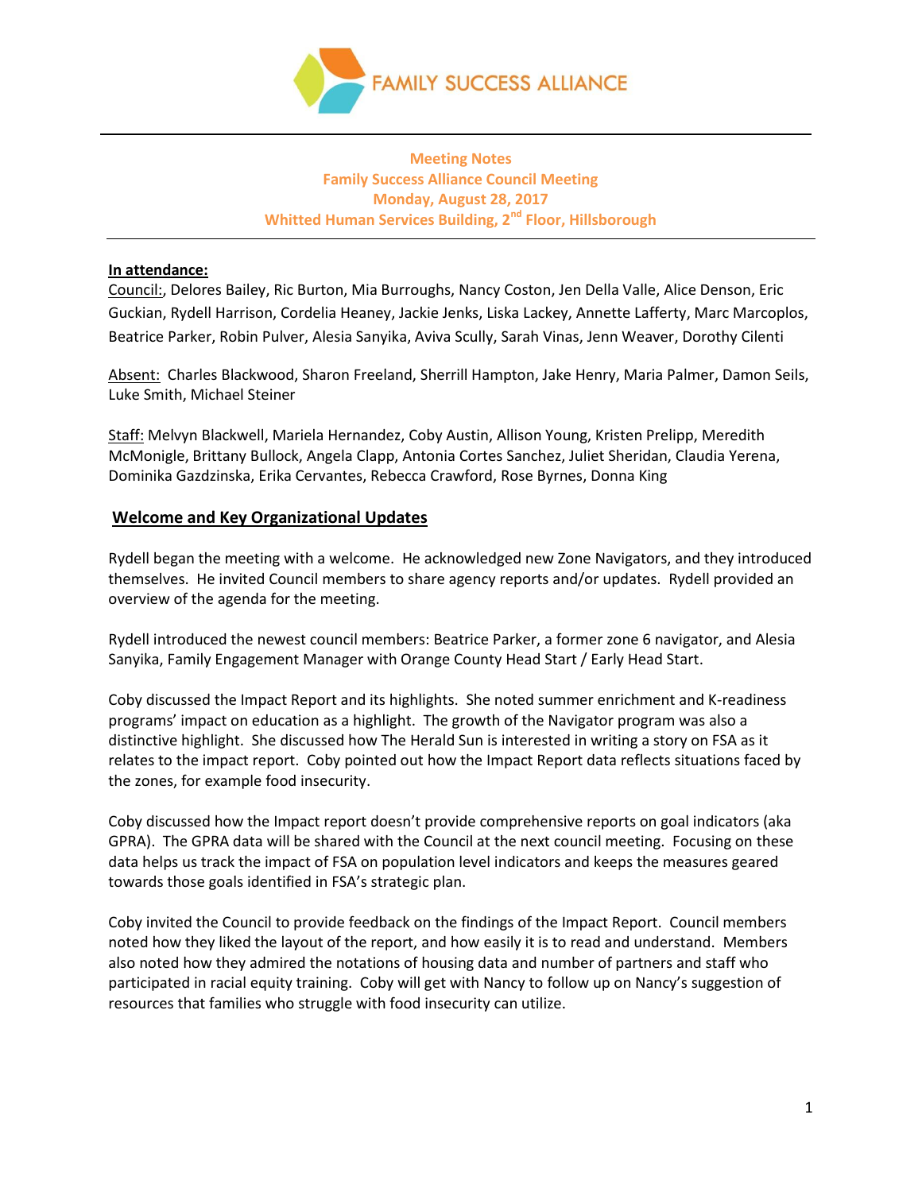FAMILY SUCCESS ALLIANCE

**Meeting Notes**
**Family Success Alliance Council Meeting**
**Monday, August 28, 2017**
**Whitted Human Services Building, 2nd Floor, Hillsborough**

**In attendance:**

Council:, Delores Bailey, Ric Burton, Mia Burroughs, Nancy Coston, Jen Della Valle, Alice Denson, Eric Guckian, Rydell Harrison, Cordelia Heaney, Jackie Jenks, Liska Lackey, Annette Lafferty, Marc Marcoplos, Beatrice Parker, Robin Pulver, Alesia Sanyika, Aviva Scully, Sarah Vinas, Jenn Weaver, Dorothy Cilenti

Absent: Charles Blackwood, Sharon Freeland, Sherrill Hampton, Jake Henry, Maria Palmer, Damon Seils, Luke Smith, Michael Steiner

Staff: Melvyn Blackwell, Mariela Hernandez, Coby Austin, Allison Young, Kristen Prelipp, Meredith McMonigle, Brittany Bullock, Angela Clapp, Antonia Cortes Sanchez, Juliet Sheridan, Claudia Yerena, Dominika Gazdzinska, Erika Cervantes, Rebecca Crawford, Rose Byrnes, Donna King

## Welcome and Key Organizational Updates

Rydell began the meeting with a welcome. He acknowledged new Zone Navigators, and they introduced themselves. He invited Council members to share agency reports and/or updates. Rydell provided an overview of the agenda for the meeting.

Rydell introduced the newest council members: Beatrice Parker, a former zone 6 navigator, and Alesia Sanyika, Family Engagement Manager with Orange County Head Start / Early Head Start.

Coby discussed the Impact Report and its highlights. She noted summer enrichment and K-readiness programs' impact on education as a highlight. The growth of the Navigator program was also a distinctive highlight. She discussed how The Herald Sun is interested in writing a story on FSA as it relates to the impact report. Coby pointed out how the Impact Report data reflects situations faced by the zones, for example food insecurity.

Coby discussed how the Impact report doesn't provide comprehensive reports on goal indicators (aka GPRA). The GPRA data will be shared with the Council at the next council meeting. Focusing on these data helps us track the impact of FSA on population level indicators and keeps the measures geared towards those goals identified in FSA's strategic plan.

Coby invited the Council to provide feedback on the findings of the Impact Report. Council members noted how they liked the layout of the report, and how easily it is to read and understand. Members also noted how they admired the notations of housing data and number of partners and staff who participated in racial equity training. Coby will get with Nancy to follow up on Nancy's suggestion of resources that families who struggle with food insecurity can utilize.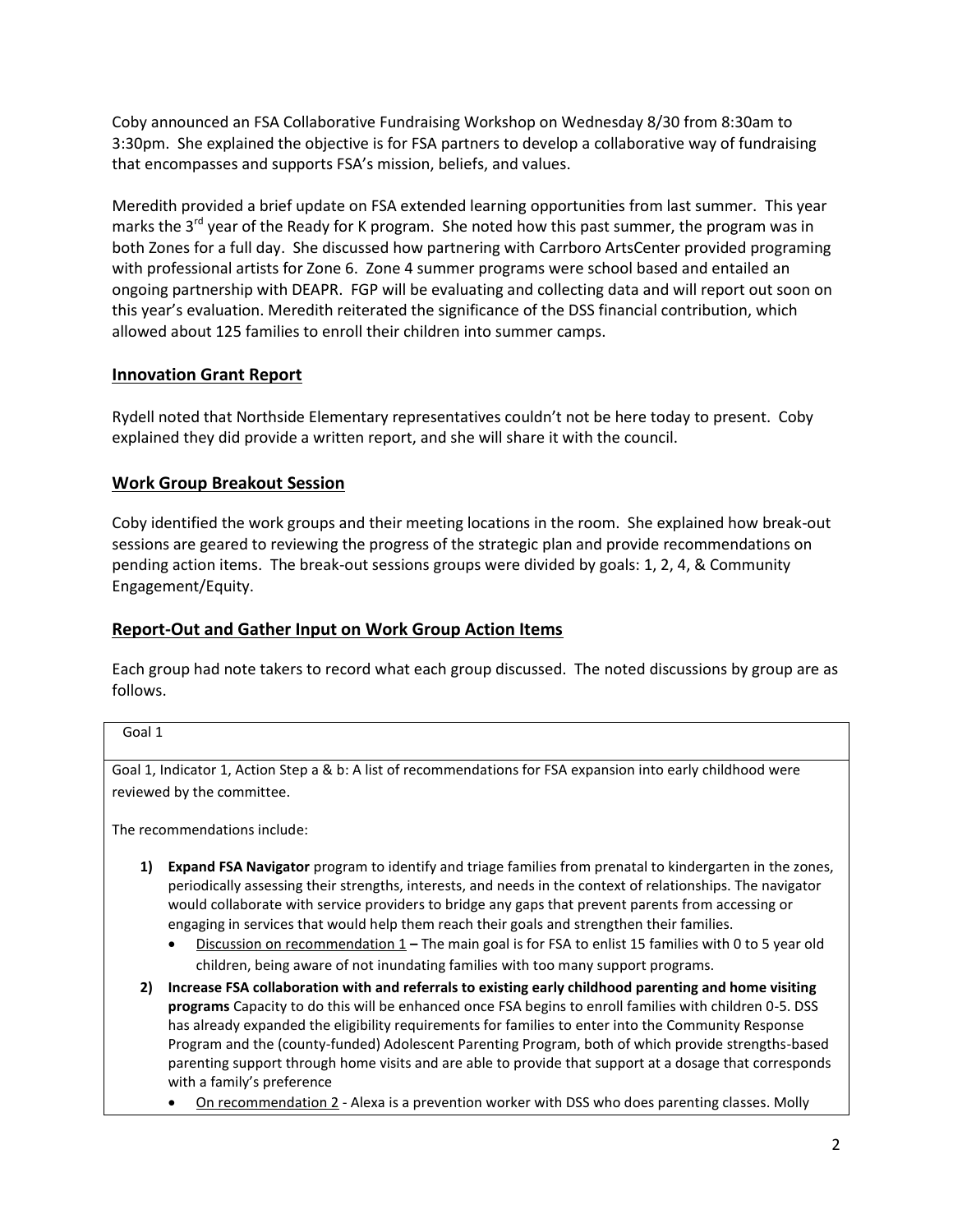Coby announced an FSA Collaborative Fundraising Workshop on Wednesday 8/30 from 8:30am to 3:30pm. She explained the objective is for FSA partners to develop a collaborative way of fundraising that encompasses and supports FSA's mission, beliefs, and values.

Meredith provided a brief update on FSA extended learning opportunities from last summer. This year marks the 3rd year of the Ready for K program. She noted how this past summer, the program was in both Zones for a full day. She discussed how partnering with Carrboro ArtsCenter provided programing with professional artists for Zone 6. Zone 4 summer programs were school based and entailed an ongoing partnership with DEAPR. FGP will be evaluating and collecting data and will report out soon on this year's evaluation. Meredith reiterated the significance of the DSS financial contribution, which allowed about 125 families to enroll their children into summer camps.

## Innovation Grant Report

Rydell noted that Northside Elementary representatives couldn't not be here today to present. Coby explained they did provide a written report, and she will share it with the council.

## Work Group Breakout Session

Coby identified the work groups and their meeting locations in the room. She explained how break-out sessions are geared to reviewing the progress of the strategic plan and provide recommendations on pending action items. The break-out sessions groups were divided by goals: 1, 2, 4, & Community Engagement/Equity.

## Report-Out and Gather Input on Work Group Action Items

Each group had note takers to record what each group discussed. The noted discussions by group are as follows.

| Goal 1 |
|---|
| Goal 1, Indicator 1, Action Step a & b: A list of recommendations for FSA expansion into early childhood were reviewed by the committee.<br><br>The recommendations include:<br><br>1) **Expand FSA Navigator** program to identify and triage families from prenatal to kindergarten in the zones, periodically assessing their strengths, interests, and needs in the context of relationships. The navigator would collaborate with service providers to bridge any gaps that prevent parents from accessing or engaging in services that would help them reach their goals and strengthen their families.<br>• Discussion on recommendation 1 – The main goal is for FSA to enlist 15 families with 0 to 5 year old children, being aware of not inundating families with too many support programs.<br><br>2) **Increase FSA collaboration with and referrals to existing early childhood parenting and home visiting programs** Capacity to do this will be enhanced once FSA begins to enroll families with children 0-5. DSS has already expanded the eligibility requirements for families to enter into the Community Response Program and the (county-funded) Adolescent Parenting Program, both of which provide strengths-based parenting support through home visits and are able to provide that support at a dosage that corresponds with a family's preference<br>• On recommendation 2 - Alexa is a prevention worker with DSS who does parenting classes. Molly |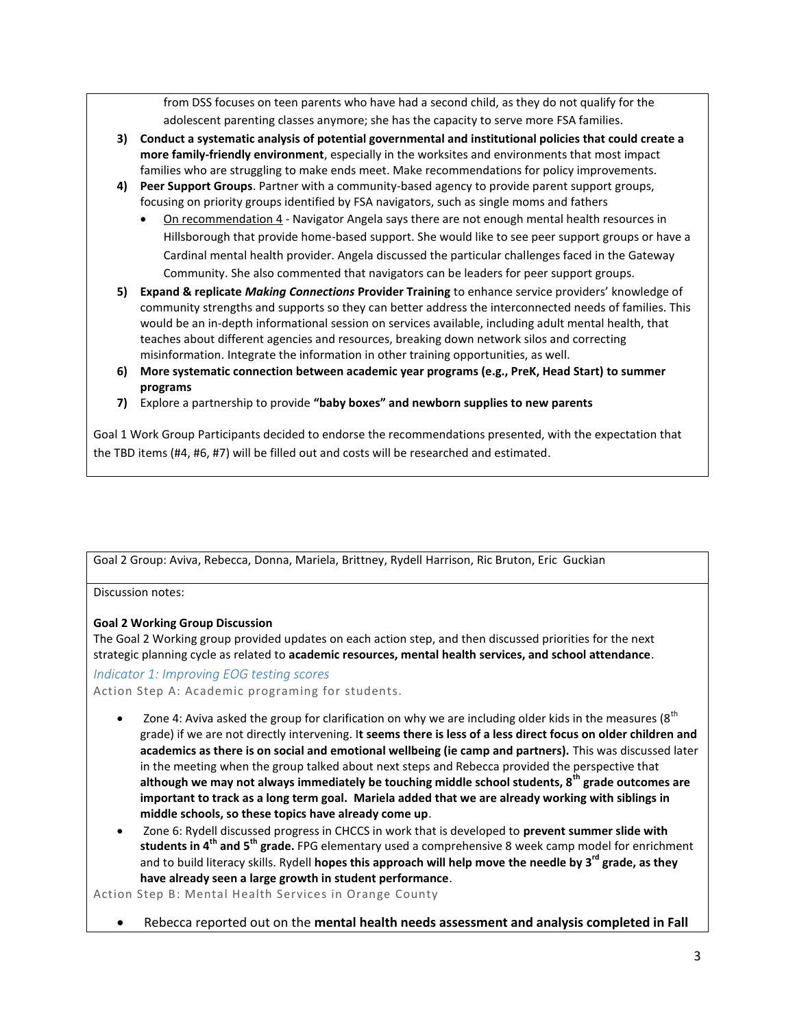from DSS focuses on teen parents who have had a second child, as they do not qualify for the adolescent parenting classes anymore; she has the capacity to serve more FSA families.

3) **Conduct a systematic analysis of potential governmental and institutional policies that could create a more family-friendly environment**, especially in the worksites and environments that most impact families who are struggling to make ends meet. Make recommendations for policy improvements.
4) **Peer Support Groups**. Partner with a community-based agency to provide parent support groups, focusing on priority groups identified by FSA navigators, such as single moms and fathers
   - On recommendation 4 - Navigator Angela says there are not enough mental health resources in Hillsborough that provide home-based support. She would like to see peer support groups or have a Cardinal mental health provider. Angela discussed the particular challenges faced in the Gateway Community. She also commented that navigators can be leaders for peer support groups.
5) **Expand & replicate *Making Connections* Provider Training** to enhance service providers' knowledge of community strengths and supports so they can better address the interconnected needs of families. This would be an in-depth informational session on services available, including adult mental health, that teaches about different agencies and resources, breaking down network silos and correcting misinformation. Integrate the information in other training opportunities, as well.
6) **More systematic connection between academic year programs (e.g., PreK, Head Start) to summer programs**
7) Explore a partnership to provide **"baby boxes" and newborn supplies to new parents**

Goal 1 Work Group Participants decided to endorse the recommendations presented, with the expectation that the TBD items (#4, #6, #7) will be filled out and costs will be researched and estimated.

Goal 2 Group: Aviva, Rebecca, Donna, Mariela, Brittney, Rydell Harrison, Ric Bruton, Eric Guckian

Discussion notes:

**Goal 2 Working Group Discussion**

The Goal 2 Working group provided updates on each action step, and then discussed priorities for the next strategic planning cycle as related to **academic resources, mental health services, and school attendance**.

*Indicator 1: Improving EOG testing scores*

Action Step A: Academic programing for students.

- Zone 4: Aviva asked the group for clarification on why we are including older kids in the measures (8th grade) if we are not directly intervening. I**t seems there is less of a less direct focus on older children and academics as there is on social and emotional wellbeing (ie camp and partners).** This was discussed later in the meeting when the group talked about next steps and Rebecca provided the perspective that **although we may not always immediately be touching middle school students, 8th grade outcomes are important to track as a long term goal. Mariela added that we are already working with siblings in middle schools, so these topics have already come up**.
- Zone 6: Rydell discussed progress in CHCCS in work that is developed to **prevent summer slide with students in 4th and 5th grade.** FPG elementary used a comprehensive 8 week camp model for enrichment and to build literacy skills. Rydell **hopes this approach will help move the needle by 3rd grade, as they have already seen a large growth in student performance**.

Action Step B: Mental Health Services in Orange County

- Rebecca reported out on the **mental health needs assessment and analysis completed in Fall**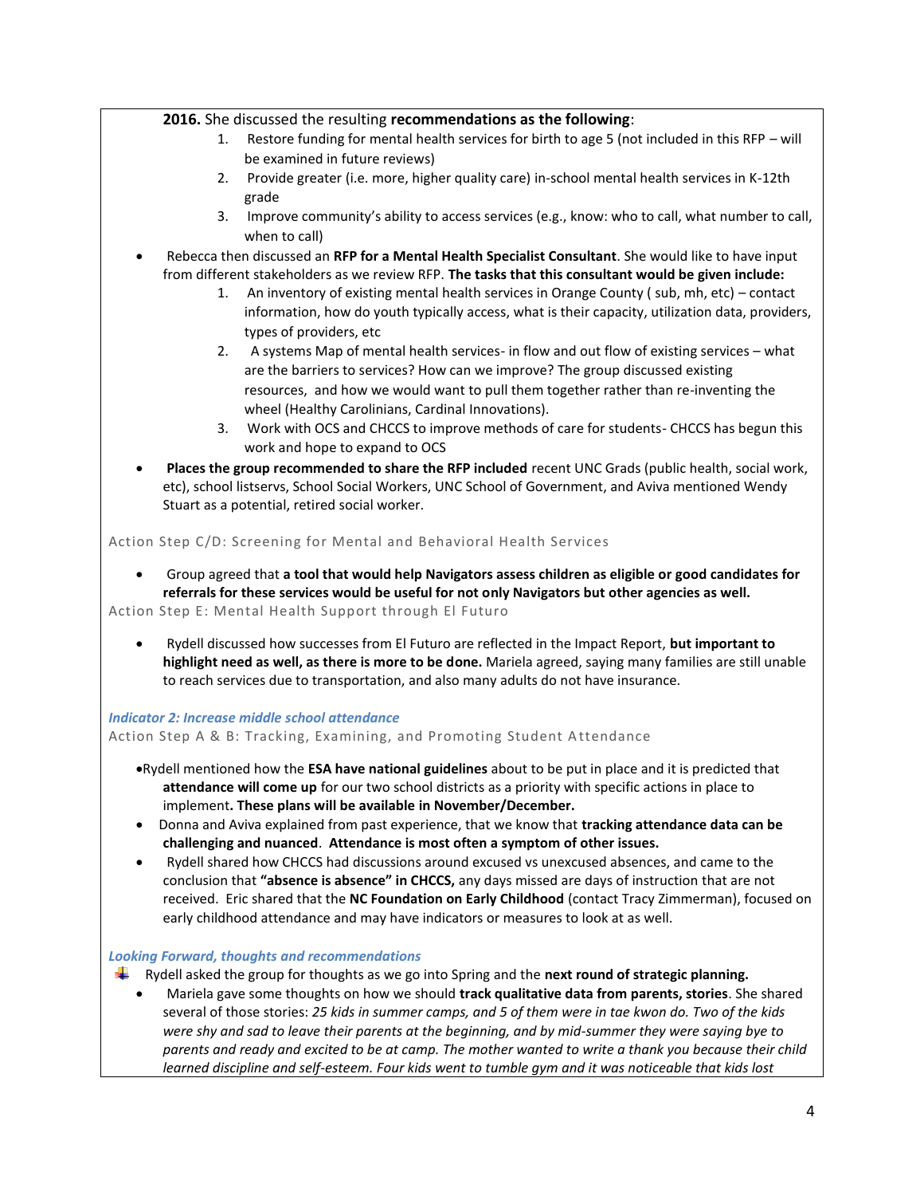**2016.** She discussed the resulting **recommendations as the following**:

1. Restore funding for mental health services for birth to age 5 (not included in this RFP – will be examined in future reviews)
2. Provide greater (i.e. more, higher quality care) in-school mental health services in K-12th grade
3. Improve community's ability to access services (e.g., know: who to call, what number to call, when to call)

- Rebecca then discussed an **RFP for a Mental Health Specialist Consultant**. She would like to have input from different stakeholders as we review RFP. **The tasks that this consultant would be given include:**
    1. An inventory of existing mental health services in Orange County ( sub, mh, etc) – contact information, how do youth typically access, what is their capacity, utilization data, providers, types of providers, etc
    2. A systems Map of mental health services- in flow and out flow of existing services – what are the barriers to services? How can we improve? The group discussed existing resources, and how we would want to pull them together rather than re-inventing the wheel (Healthy Carolinians, Cardinal Innovations).
    3. Work with OCS and CHCCS to improve methods of care for students- CHCCS has begun this work and hope to expand to OCS
- **Places the group recommended to share the RFP included** recent UNC Grads (public health, social work, etc), school listservs, School Social Workers, UNC School of Government, and Aviva mentioned Wendy Stuart as a potential, retired social worker.

Action Step C/D: Screening for Mental and Behavioral Health Services

- Group agreed that **a tool that would help Navigators assess children as eligible or good candidates for referrals for these services would be useful for not only Navigators but other agencies as well.**

Action Step E: Mental Health Support through El Futuro

- Rydell discussed how successes from El Futuro are reflected in the Impact Report, **but important to highlight need as well, as there is more to be done.** Mariela agreed, saying many families are still unable to reach services due to transportation, and also many adults do not have insurance.

***Indicator 2: Increase middle school attendance***

Action Step A & B: Tracking, Examining, and Promoting Student Attendance

- Rydell mentioned how the **ESA have national guidelines** about to be put in place and it is predicted that **attendance will come up** for our two school districts as a priority with specific actions in place to implement**. These plans will be available in November/December.**
- Donna and Aviva explained from past experience, that we know that **tracking attendance data can be challenging and nuanced**. **Attendance is most often a symptom of other issues.**
- Rydell shared how CHCCS had discussions around excused vs unexcused absences, and came to the conclusion that **"absence is absence" in CHCCS,** any days missed are days of instruction that are not received. Eric shared that the **NC Foundation on Early Childhood** (contact Tracy Zimmerman), focused on early childhood attendance and may have indicators or measures to look at as well.

***Looking Forward, thoughts and recommendations***

- Rydell asked the group for thoughts as we go into Spring and the **next round of strategic planning.**
    - Mariela gave some thoughts on how we should **track qualitative data from parents, stories**. She shared several of those stories: *25 kids in summer camps, and 5 of them were in tae kwon do. Two of the kids were shy and sad to leave their parents at the beginning, and by mid-summer they were saying bye to parents and ready and excited to be at camp. The mother wanted to write a thank you because their child learned discipline and self-esteem. Four kids went to tumble gym and it was noticeable that kids lost*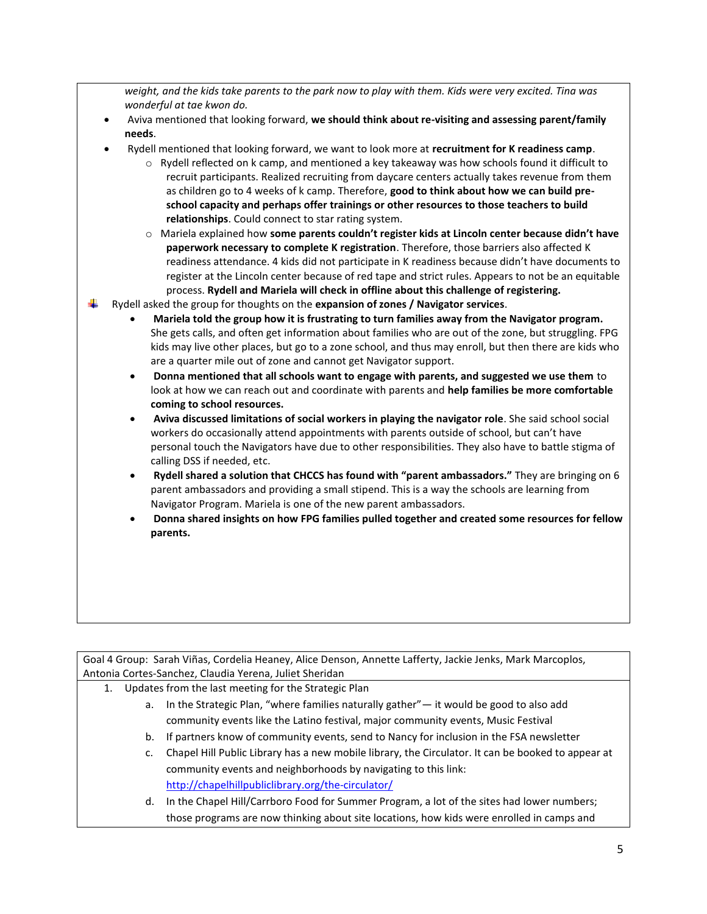*weight, and the kids take parents to the park now to play with them. Kids were very excited. Tina was wonderful at tae kwon do.*

- Aviva mentioned that looking forward, **we should think about re-visiting and assessing parent/family needs**.
- Rydell mentioned that looking forward, we want to look more at **recruitment for K readiness camp**.
    - Rydell reflected on k camp, and mentioned a key takeaway was how schools found it difficult to recruit participants. Realized recruiting from daycare centers actually takes revenue from them as children go to 4 weeks of k camp. Therefore, **good to think about how we can build pre-school capacity and perhaps offer trainings or other resources to those teachers to build relationships**. Could connect to star rating system.
    - Mariela explained how **some parents couldn't register kids at Lincoln center because didn't have paperwork necessary to complete K registration**. Therefore, those barriers also affected K readiness attendance. 4 kids did not participate in K readiness because didn't have documents to register at the Lincoln center because of red tape and strict rules. Appears to not be an equitable process. **Rydell and Mariela will check in offline about this challenge of registering.**

- Rydell asked the group for thoughts on the **expansion of zones / Navigator services**.
    - **Mariela told the group how it is frustrating to turn families away from the Navigator program.** She gets calls, and often get information about families who are out of the zone, but struggling. FPG kids may live other places, but go to a zone school, and thus may enroll, but then there are kids who are a quarter mile out of zone and cannot get Navigator support.
    - **Donna mentioned that all schools want to engage with parents, and suggested we use them** to look at how we can reach out and coordinate with parents and **help families be more comfortable coming to school resources.**
    - **Aviva discussed limitations of social workers in playing the navigator role**. She said school social workers do occasionally attend appointments with parents outside of school, but can't have personal touch the Navigators have due to other responsibilities. They also have to battle stigma of calling DSS if needed, etc.
    - **Rydell shared a solution that CHCCS has found with "parent ambassadors."** They are bringing on 6 parent ambassadors and providing a small stipend. This is a way the schools are learning from Navigator Program. Mariela is one of the new parent ambassadors.
    - **Donna shared insights on how FPG families pulled together and created some resources for fellow parents.**

Goal 4 Group: Sarah Viñas, Cordelia Heaney, Alice Denson, Annette Lafferty, Jackie Jenks, Mark Marcoplos, Antonia Cortes-Sanchez, Claudia Yerena, Juliet Sheridan

1. Updates from the last meeting for the Strategic Plan
    a. In the Strategic Plan, "where families naturally gather"— it would be good to also add community events like the Latino festival, major community events, Music Festival
    b. If partners know of community events, send to Nancy for inclusion in the FSA newsletter
    c. Chapel Hill Public Library has a new mobile library, the Circulator. It can be booked to appear at community events and neighborhoods by navigating to this link: http://chapelhillpubliclibrary.org/the-circulator/
    d. In the Chapel Hill/Carrboro Food for Summer Program, a lot of the sites had lower numbers; those programs are now thinking about site locations, how kids were enrolled in camps and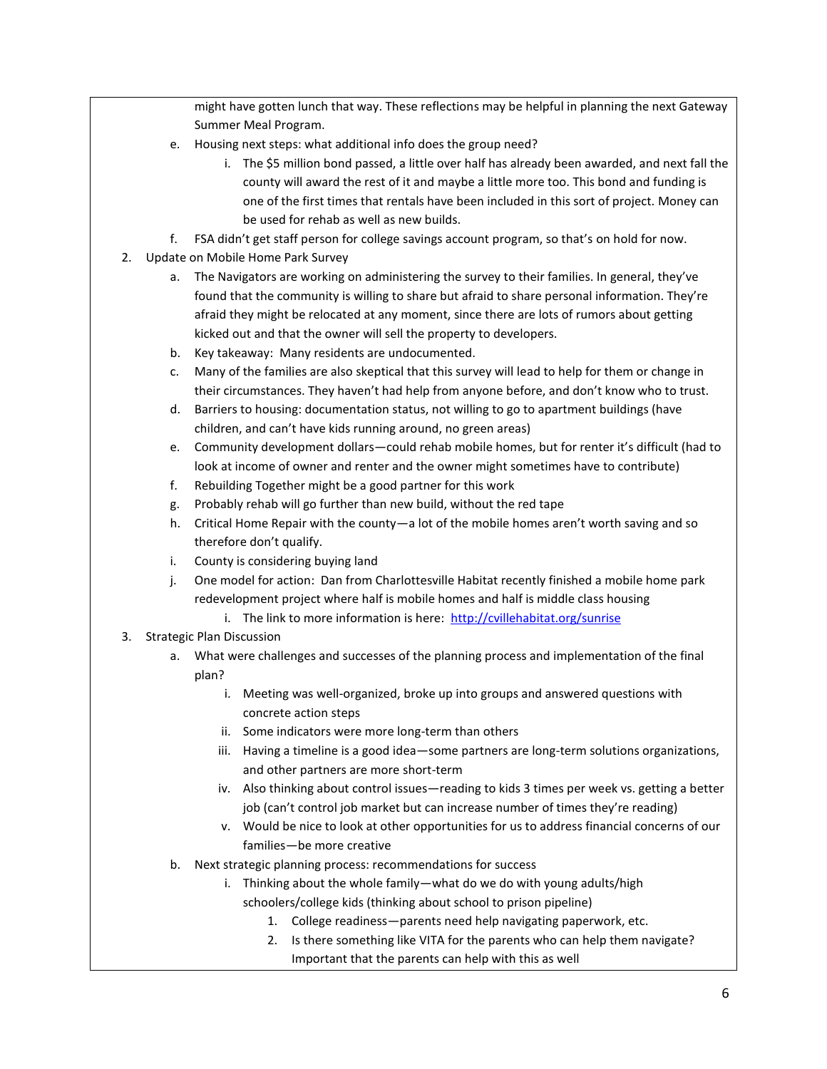might have gotten lunch that way. These reflections may be helpful in planning the next Gateway Summer Meal Program.

   e. Housing next steps: what additional info does the group need?
      i. The $5 million bond passed, a little over half has already been awarded, and next fall the county will award the rest of it and maybe a little more too. This bond and funding is one of the first times that rentals have been included in this sort of project. Money can be used for rehab as well as new builds.
   f. FSA didn't get staff person for college savings account program, so that's on hold for now.

2. Update on Mobile Home Park Survey
   a. The Navigators are working on administering the survey to their families. In general, they've found that the community is willing to share but afraid to share personal information. They're afraid they might be relocated at any moment, since there are lots of rumors about getting kicked out and that the owner will sell the property to developers.
   b. Key takeaway: Many residents are undocumented.
   c. Many of the families are also skeptical that this survey will lead to help for them or change in their circumstances. They haven't had help from anyone before, and don't know who to trust.
   d. Barriers to housing: documentation status, not willing to go to apartment buildings (have children, and can't have kids running around, no green areas)
   e. Community development dollars—could rehab mobile homes, but for renter it's difficult (had to look at income of owner and renter and the owner might sometimes have to contribute)
   f. Rebuilding Together might be a good partner for this work
   g. Probably rehab will go further than new build, without the red tape
   h. Critical Home Repair with the county—a lot of the mobile homes aren't worth saving and so therefore don't qualify.
   i. County is considering buying land
   j. One model for action: Dan from Charlottesville Habitat recently finished a mobile home park redevelopment project where half is mobile homes and half is middle class housing
      i. The link to more information is here: [http://cvillehabitat.org/sunrise](http://cvillehabitat.org/sunrise)

3. Strategic Plan Discussion
   a. What were challenges and successes of the planning process and implementation of the final plan?
      i. Meeting was well-organized, broke up into groups and answered questions with concrete action steps
      ii. Some indicators were more long-term than others
      iii. Having a timeline is a good idea—some partners are long-term solutions organizations, and other partners are more short-term
      iv. Also thinking about control issues—reading to kids 3 times per week vs. getting a better job (can't control job market but can increase number of times they're reading)
      v. Would be nice to look at other opportunities for us to address financial concerns of our families—be more creative
   b. Next strategic planning process: recommendations for success
      i. Thinking about the whole family—what do we do with young adults/high schoolers/college kids (thinking about school to prison pipeline)
         1. College readiness—parents need help navigating paperwork, etc.
         2. Is there something like VITA for the parents who can help them navigate? Important that the parents can help with this as well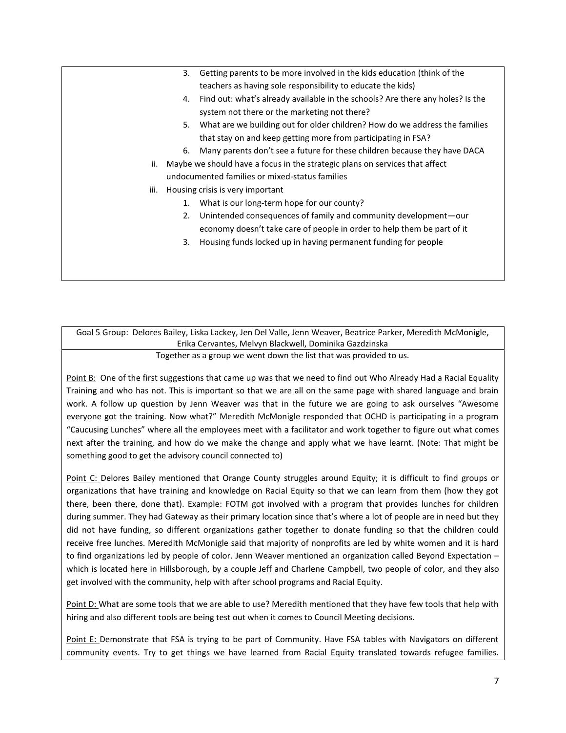3. Getting parents to be more involved in the kids education (think of the teachers as having sole responsibility to educate the kids)
4. Find out: what's already available in the schools? Are there any holes? Is the system not there or the marketing not there?
5. What are we building out for older children? How do we address the families that stay on and keep getting more from participating in FSA?
6. Many parents don't see a future for these children because they have DACA

ii. Maybe we should have a focus in the strategic plans on services that affect undocumented families or mixed-status families

iii. Housing crisis is very important

1. What is our long-term hope for our county?
2. Unintended consequences of family and community development—our economy doesn't take care of people in order to help them be part of it
3. Housing funds locked up in having permanent funding for people

Goal 5 Group: Delores Bailey, Liska Lackey, Jen Del Valle, Jenn Weaver, Beatrice Parker, Meredith McMonigle, Erika Cervantes, Melvyn Blackwell, Dominika Gazdzinska

Together as a group we went down the list that was provided to us.

Point B: One of the first suggestions that came up was that we need to find out Who Already Had a Racial Equality Training and who has not. This is important so that we are all on the same page with shared language and brain work. A follow up question by Jenn Weaver was that in the future we are going to ask ourselves "Awesome everyone got the training. Now what?" Meredith McMonigle responded that OCHD is participating in a program "Caucusing Lunches" where all the employees meet with a facilitator and work together to figure out what comes next after the training, and how do we make the change and apply what we have learnt. (Note: That might be something good to get the advisory council connected to)

Point C: Delores Bailey mentioned that Orange County struggles around Equity; it is difficult to find groups or organizations that have training and knowledge on Racial Equity so that we can learn from them (how they got there, been there, done that). Example: FOTM got involved with a program that provides lunches for children during summer. They had Gateway as their primary location since that's where a lot of people are in need but they did not have funding, so different organizations gather together to donate funding so that the children could receive free lunches. Meredith McMonigle said that majority of nonprofits are led by white women and it is hard to find organizations led by people of color. Jenn Weaver mentioned an organization called Beyond Expectation – which is located here in Hillsborough, by a couple Jeff and Charlene Campbell, two people of color, and they also get involved with the community, help with after school programs and Racial Equity.

Point D: What are some tools that we are able to use? Meredith mentioned that they have few tools that help with hiring and also different tools are being test out when it comes to Council Meeting decisions.

Point E: Demonstrate that FSA is trying to be part of Community. Have FSA tables with Navigators on different community events. Try to get things we have learned from Racial Equity translated towards refugee families.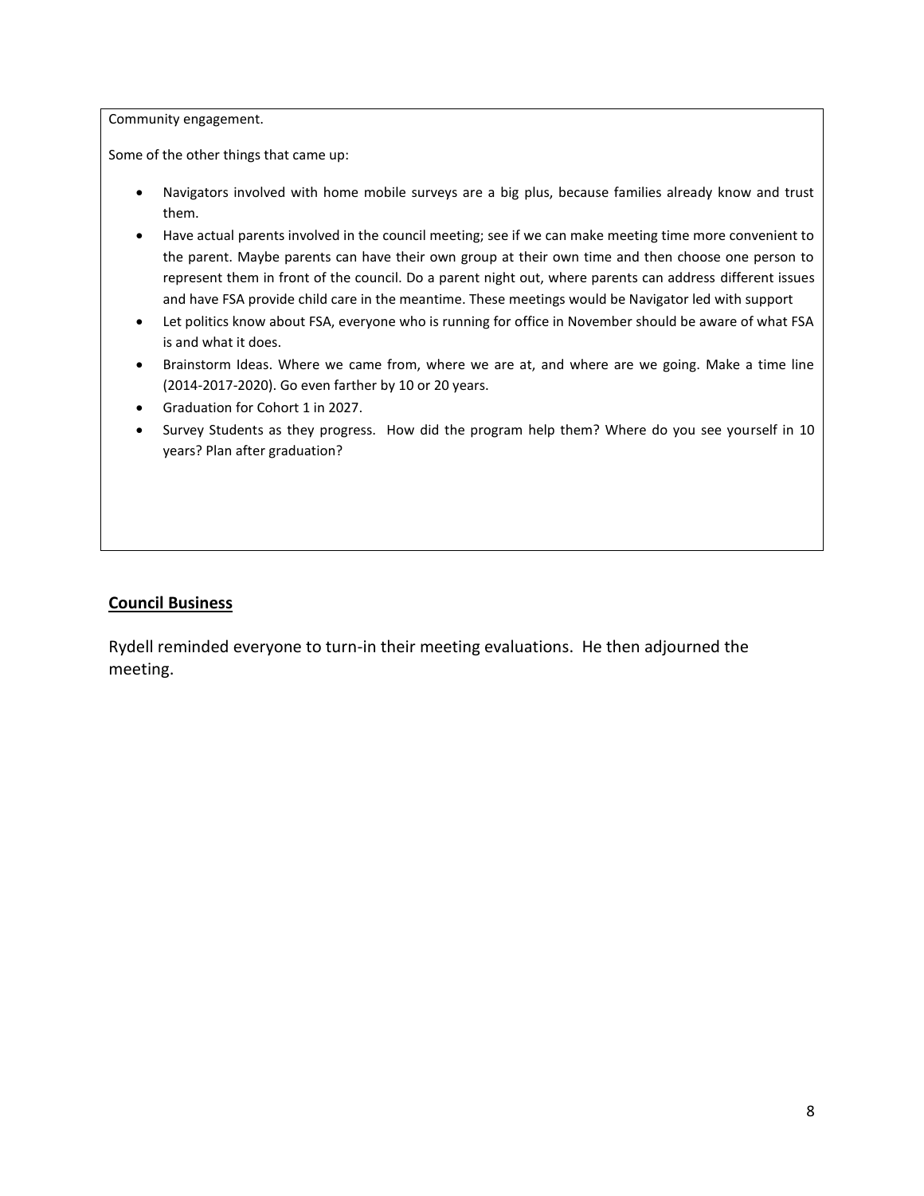Community engagement.

Some of the other things that came up:

- Navigators involved with home mobile surveys are a big plus, because families already know and trust them.
- Have actual parents involved in the council meeting; see if we can make meeting time more convenient to the parent. Maybe parents can have their own group at their own time and then choose one person to represent them in front of the council. Do a parent night out, where parents can address different issues and have FSA provide child care in the meantime. These meetings would be Navigator led with support
- Let politics know about FSA, everyone who is running for office in November should be aware of what FSA is and what it does.
- Brainstorm Ideas. Where we came from, where we are at, and where are we going. Make a time line (2014-2017-2020). Go even farther by 10 or 20 years.
- Graduation for Cohort 1 in 2027.
- Survey Students as they progress. How did the program help them? Where do you see yourself in 10 years? Plan after graduation?

## Council Business

Rydell reminded everyone to turn-in their meeting evaluations. He then adjourned the meeting.